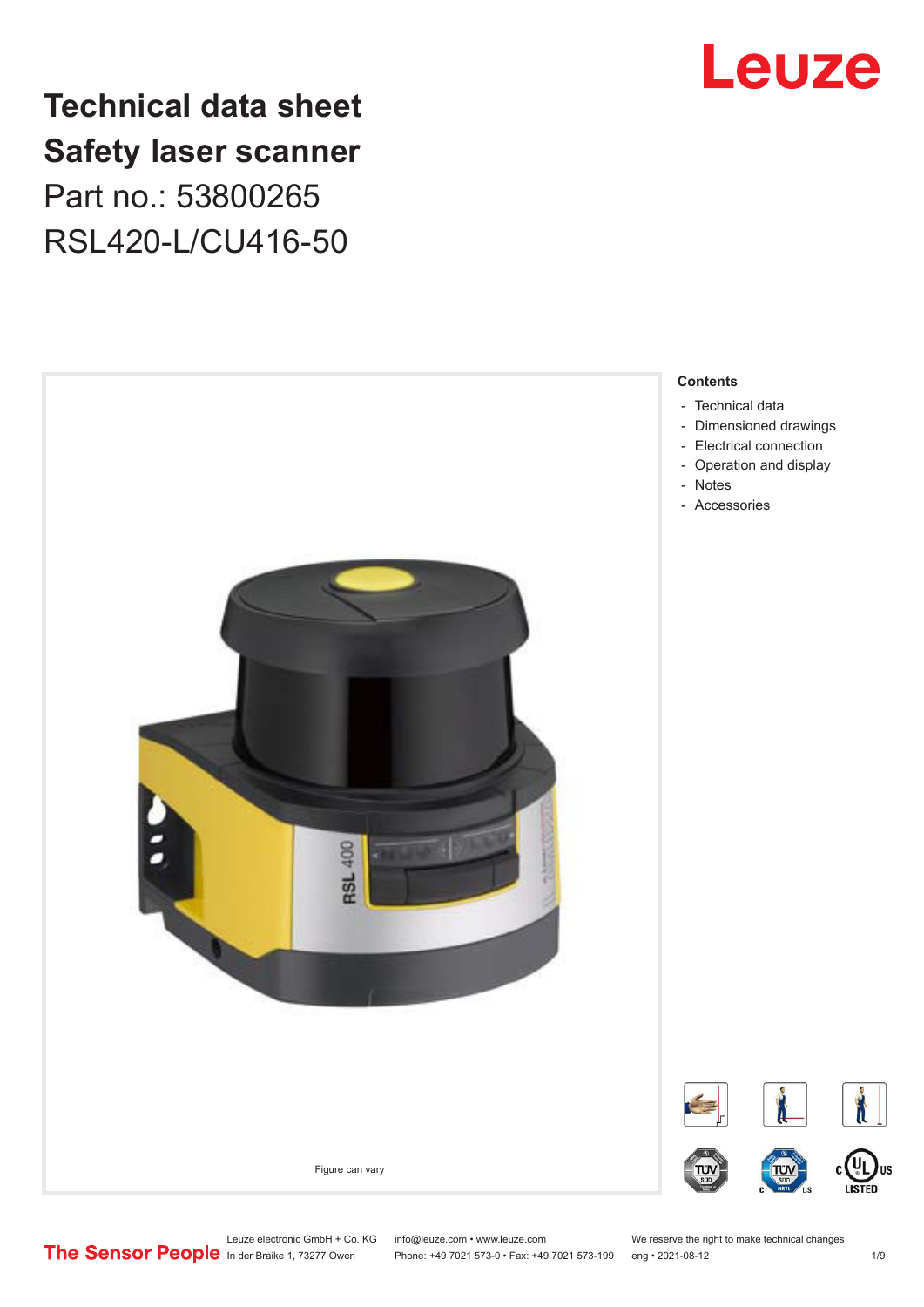# Technical data sheet
# Safety laser scanner
## Part no.: 53800265
## RSL420-L/CU416-50

Figure can vary

**Contents**

- Technical data
- Dimensioned drawings
- Electrical connection
- Operation and display
- Notes
- Accessories

Leuze electronic GmbH + Co. KG
In der Braike 1, 73277 Owen

info@leuze.com • www.leuze.com
Phone: +49 7021 573-0 • Fax: +49 7021 573-199

We reserve the right to make technical changes
eng • 2021-08-12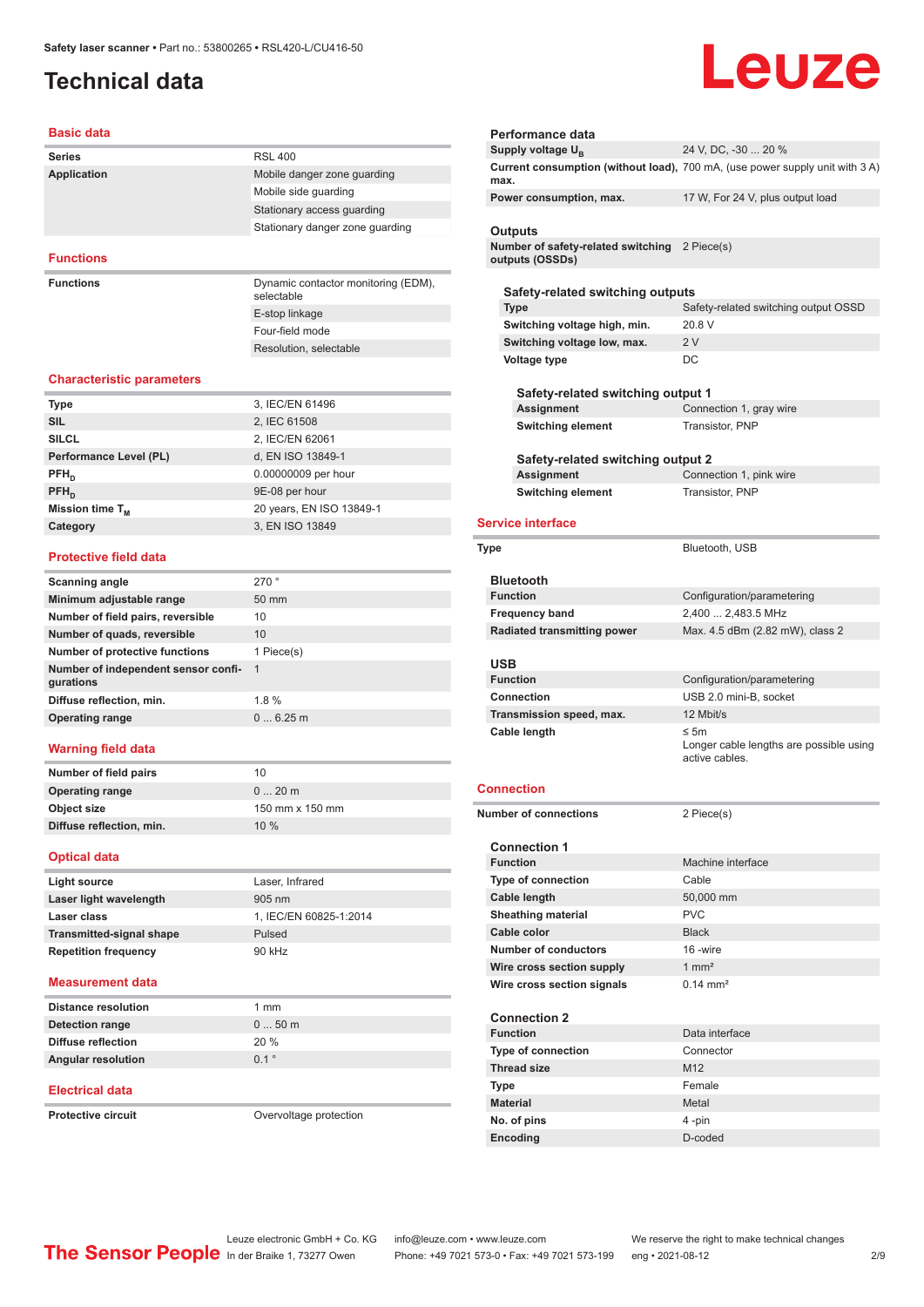Safety laser scanner • Part no.: 53800265 • RSL420-L/CU416-50

# Technical data

## Basic data

| | |
|---|---|
| **Series** | RSL 400 |
| **Application** | Mobile danger zone guarding |
| | Mobile side guarding |
| | Stationary access guarding |
| | Stationary danger zone guarding |

## Functions

| | |
|---|---|
| **Functions** | Dynamic contactor monitoring (EDM), selectable |
| | E-stop linkage |
| | Four-field mode |
| | Resolution, selectable |

## Characteristic parameters

| | |
|---|---|
| **Type** | 3, IEC/EN 61496 |
| **SIL** | 2, IEC 61508 |
| **SILCL** | 2, IEC/EN 62061 |
| **Performance Level (PL)** | d, EN ISO 13849-1 |
| **$PFH_D$** | 0.00000009 per hour |
| **$PFH_D$** | 9E-08 per hour |
| **Mission time $T_M$** | 20 years, EN ISO 13849-1 |
| **Category** | 3, EN ISO 13849 |

## Protective field data

| | |
|---|---|
| **Scanning angle** | 270 ° |
| **Minimum adjustable range** | 50 mm |
| **Number of field pairs, reversible** | 10 |
| **Number of quads, reversible** | 10 |
| **Number of protective functions** | 1 Piece(s) |
| **Number of independent sensor configurations** | 1 |
| **Diffuse reflection, min.** | 1.8 % |
| **Operating range** | 0 ... 6.25 m |

## Warning field data

| | |
|---|---|
| **Number of field pairs** | 10 |
| **Operating range** | 0 ... 20 m |
| **Object size** | 150 mm x 150 mm |
| **Diffuse reflection, min.** | 10 % |

## Optical data

| | |
|---|---|
| **Light source** | Laser, Infrared |
| **Laser light wavelength** | 905 nm |
| **Laser class** | 1, IEC/EN 60825-1:2014 |
| **Transmitted-signal shape** | Pulsed |
| **Repetition frequency** | 90 kHz |

## Measurement data

| | |
|---|---|
| **Distance resolution** | 1 mm |
| **Detection range** | 0 ... 50 m |
| **Diffuse reflection** | 20 % |
| **Angular resolution** | 0.1 ° |

## Electrical data

| | |
|---|---|
| **Protective circuit** | Overvoltage protection |

### Performance data

| | |
|---|---|
| **Supply voltage $U_B$** | 24 V, DC, -30 ... 20 % |
| **Current consumption (without load), max.** | 700 mA, (use power supply unit with 3 A) |
| **Power consumption, max.** | 17 W, For 24 V, plus output load |

### Outputs

| | |
|---|---|
| **Number of safety-related switching outputs (OSSDs)** | 2 Piece(s) |

#### Safety-related switching outputs

| | |
|---|---|
| **Type** | Safety-related switching output OSSD |
| **Switching voltage high, min.** | 20.8 V |
| **Switching voltage low, max.** | 2 V |
| **Voltage type** | DC |

##### Safety-related switching output 1

| | |
|---|---|
| **Assignment** | Connection 1, gray wire |
| **Switching element** | Transistor, PNP |

##### Safety-related switching output 2

| | |
|---|---|
| **Assignment** | Connection 1, pink wire |
| **Switching element** | Transistor, PNP |

## Service interface

| | |
|---|---|
| **Type** | Bluetooth, USB |

### Bluetooth

| | |
|---|---|
| **Function** | Configuration/parametering |
| **Frequency band** | 2,400 ... 2,483.5 MHz |
| **Radiated transmitting power** | Max. 4.5 dBm (2.82 mW), class 2 |

### USB

| | |
|---|---|
| **Function** | Configuration/parametering |
| **Connection** | USB 2.0 mini-B, socket |
| **Transmission speed, max.** | 12 Mbit/s |
| **Cable length** | ≤ 5m<br>Longer cable lengths are possible using active cables. |

## Connection

| | |
|---|---|
| **Number of connections** | 2 Piece(s) |

### Connection 1

| | |
|---|---|
| **Function** | Machine interface |
| **Type of connection** | Cable |
| **Cable length** | 50,000 mm |
| **Sheathing material** | PVC |
| **Cable color** | Black |
| **Number of conductors** | 16 -wire |
| **Wire cross section supply** | 1 mm² |
| **Wire cross section signals** | 0.14 mm² |

### Connection 2

| | |
|---|---|
| **Function** | Data interface |
| **Type of connection** | Connector |
| **Thread size** | M12 |
| **Type** | Female |
| **Material** | Metal |
| **No. of pins** | 4 -pin |
| **Encoding** | D-coded |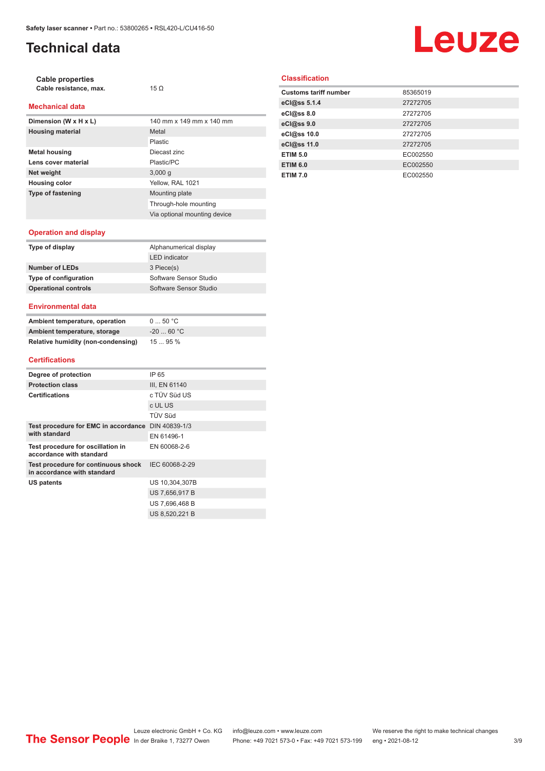# Technical data

### Cable properties

| | |
|---|---|
| Cable resistance, max. | 15 Ω |

### Mechanical data

| | |
|---|---|
| Dimension (W x H x L) | 140 mm x 149 mm x 140 mm |
| Housing material | Metal |
| | Plastic |
| Metal housing | Diecast zinc |
| Lens cover material | Plastic/PC |
| Net weight | 3,000 g |
| Housing color | Yellow, RAL 1021 |
| Type of fastening | Mounting plate |
| | Through-hole mounting |
| | Via optional mounting device |

### Operation and display

| | |
|---|---|
| Type of display | Alphanumerical display |
| | LED indicator |
| Number of LEDs | 3 Piece(s) |
| Type of configuration | Software Sensor Studio |
| Operational controls | Software Sensor Studio |

### Environmental data

| | |
|---|---|
| Ambient temperature, operation | 0 ... 50 °C |
| Ambient temperature, storage | -20 ... 60 °C |
| Relative humidity (non-condensing) | 15 ... 95 % |

### Certifications

| | |
|---|---|
| Degree of protection | IP 65 |
| Protection class | III, EN 61140 |
| Certifications | c TÜV Süd US |
| | c UL US |
| | TÜV Süd |
| Test procedure for EMC in accordance with standard | DIN 40839-1/3 |
| | EN 61496-1 |
| Test procedure for oscillation in accordance with standard | EN 60068-2-6 |
| Test procedure for continuous shock in accordance with standard | IEC 60068-2-29 |
| US patents | US 10,304,307B |
| | US 7,656,917 B |
| | US 7,696,468 B |
| | US 8,520,221 B |

### Classification

| | |
|---|---|
| Customs tariff number | 85365019 |
| eCl@ss 5.1.4 | 27272705 |
| eCl@ss 8.0 | 27272705 |
| eCl@ss 9.0 | 27272705 |
| eCl@ss 10.0 | 27272705 |
| eCl@ss 11.0 | 27272705 |
| ETIM 5.0 | EC002550 |
| ETIM 6.0 | EC002550 |
| ETIM 7.0 | EC002550 |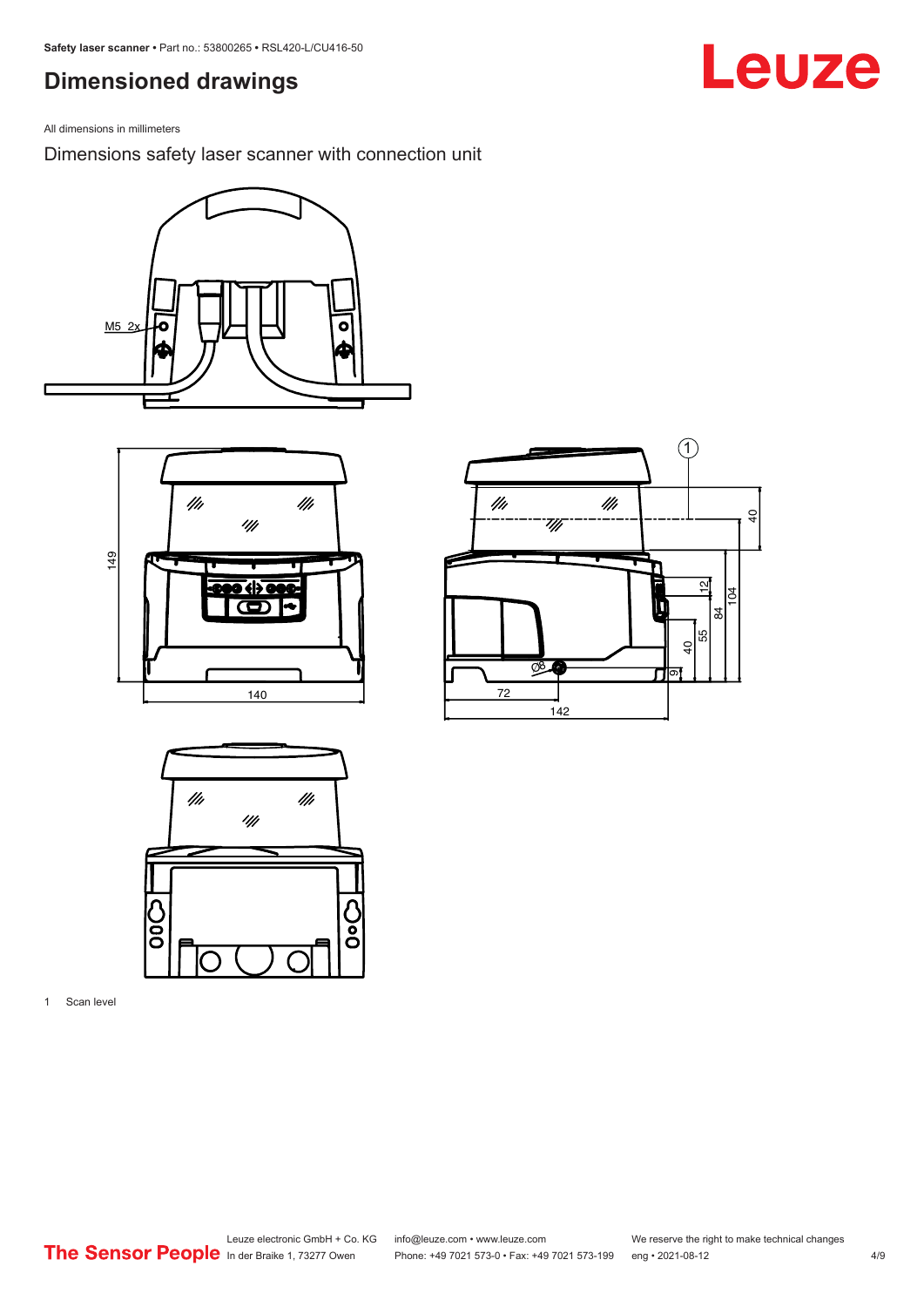# Dimensioned drawings

All dimensions in millimeters

Dimensions safety laser scanner with connection unit

1 Scan level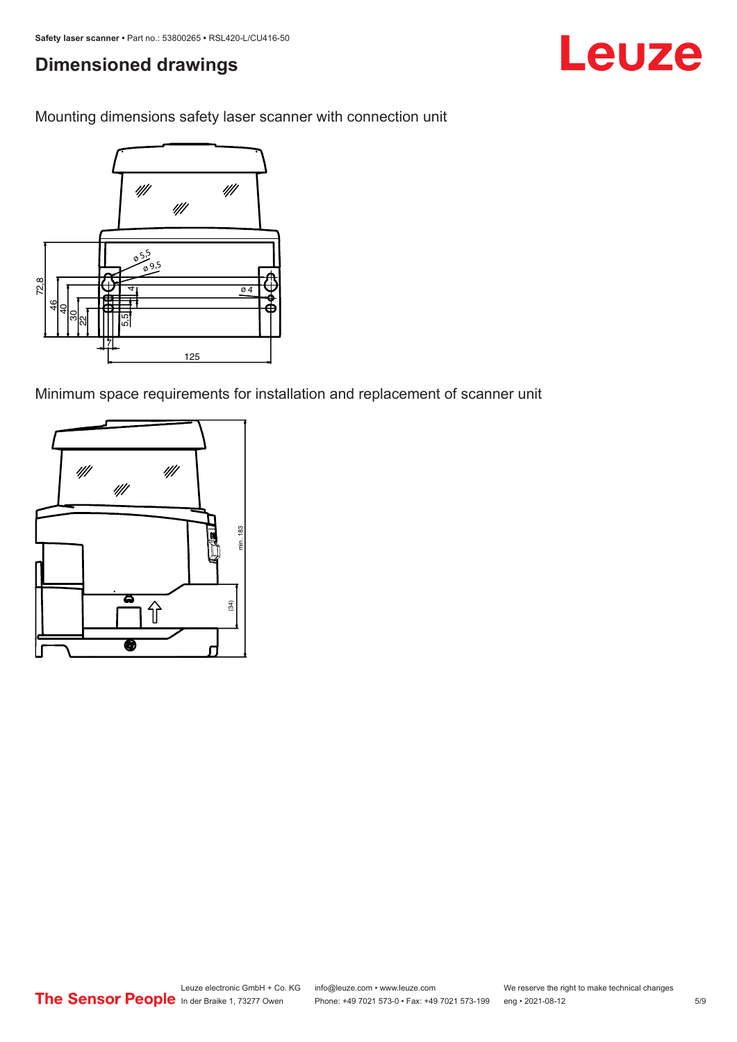## Dimensioned drawings

Mounting dimensions safety laser scanner with connection unit

Minimum space requirements for installation and replacement of scanner unit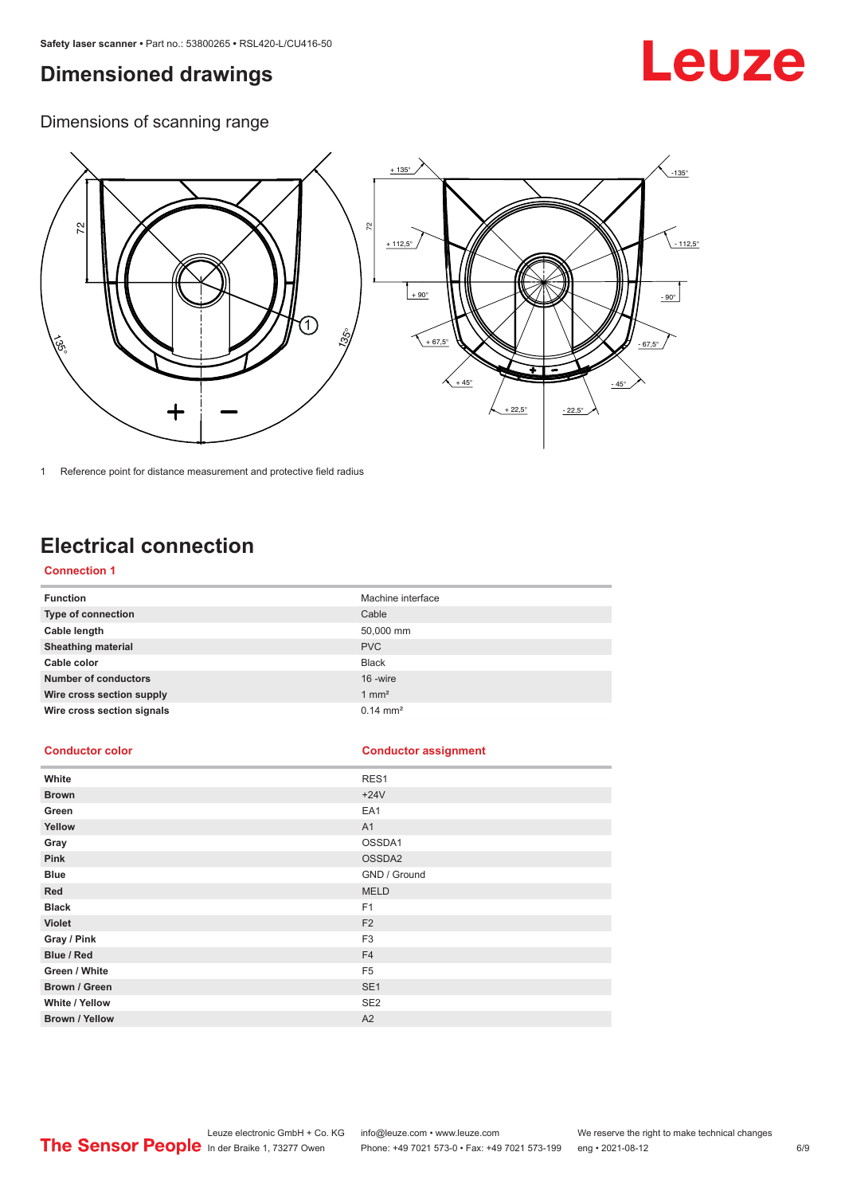# Dimensioned drawings

## Dimensions of scanning range

1 Reference point for distance measurement and protective field radius

# Electrical connection

### Connection 1

| Function | Machine interface |
|---|---|
| Type of connection | Cable |
| Cable length | 50,000 mm |
| Sheathing material | PVC |
| Cable color | Black |
| Number of conductors | 16 -wire |
| Wire cross section supply | 1 mm² |
| Wire cross section signals | 0.14 mm² |

| Conductor color | Conductor assignment |
|---|---|
| White | RES1 |
| Brown | +24V |
| Green | EA1 |
| Yellow | A1 |
| Gray | OSSDA1 |
| Pink | OSSDA2 |
| Blue | GND / Ground |
| Red | MELD |
| Black | F1 |
| Violet | F2 |
| Gray / Pink | F3 |
| Blue / Red | F4 |
| Green / White | F5 |
| Brown / Green | SE1 |
| White / Yellow | SE2 |
| Brown / Yellow | A2 |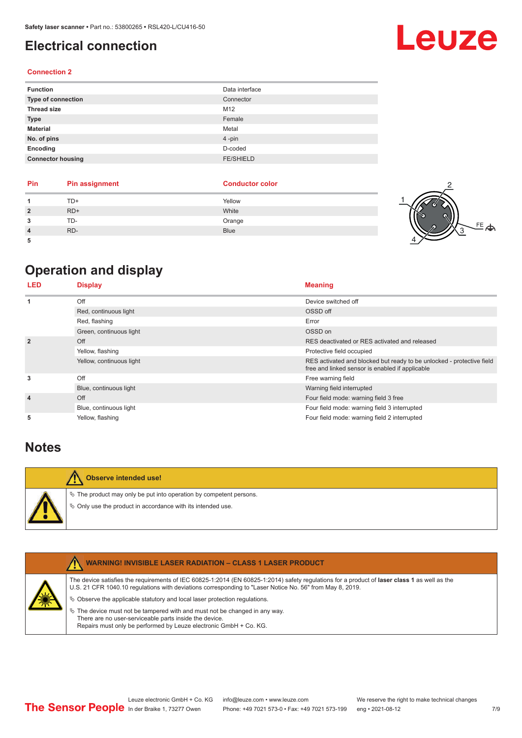# Electrical connection

### Connection 2

| Function | Data interface |
|---|---|
| Type of connection | Connector |
| Thread size | M12 |
| Type | Female |
| Material | Metal |
| No. of pins | 4 -pin |
| Encoding | D-coded |
| Connector housing | FE/SHIELD |

| Pin | Pin assignment | Conductor color |
|---|---|---|
| 1 | TD+ | Yellow |
| 2 | RD+ | White |
| 3 | TD- | Orange |
| 4 | RD- | Blue |
| 5 | | |

# Operation and display

| LED | Display | Meaning |
|---|---|---|
| 1 | Off | Device switched off |
| | Red, continuous light | OSSD off |
| | Red, flashing | Error |
| | Green, continuous light | OSSD on |
| 2 | Off | RES deactivated or RES activated and released |
| | Yellow, flashing | Protective field occupied |
| | Yellow, continuous light | RES activated and blocked but ready to be unlocked - protective field free and linked sensor is enabled if applicable |
| 3 | Off | Free warning field |
| | Blue, continuous light | Warning field interrupted |
| 4 | Off | Four field mode: warning field 3 free |
| | Blue, continuous light | Four field mode: warning field 3 interrupted |
| 5 | Yellow, flashing | Four field mode: warning field 2 interrupted |

# Notes

**Observe intended use!**

- The product may only be put into operation by competent persons.
- Only use the product in accordance with its intended use.

**WARNING! INVISIBLE LASER RADIATION – CLASS 1 LASER PRODUCT**

The device satisfies the requirements of IEC 60825-1:2014 (EN 60825-1:2014) safety regulations for a product of **laser class 1** as well as the U.S. 21 CFR 1040.10 regulations with deviations corresponding to "Laser Notice No. 56" from May 8, 2019.

- Observe the applicable statutory and local laser protection regulations.
- The device must not be tampered with and must not be changed in any way. There are no user-serviceable parts inside the device. Repairs must only be performed by Leuze electronic GmbH + Co. KG.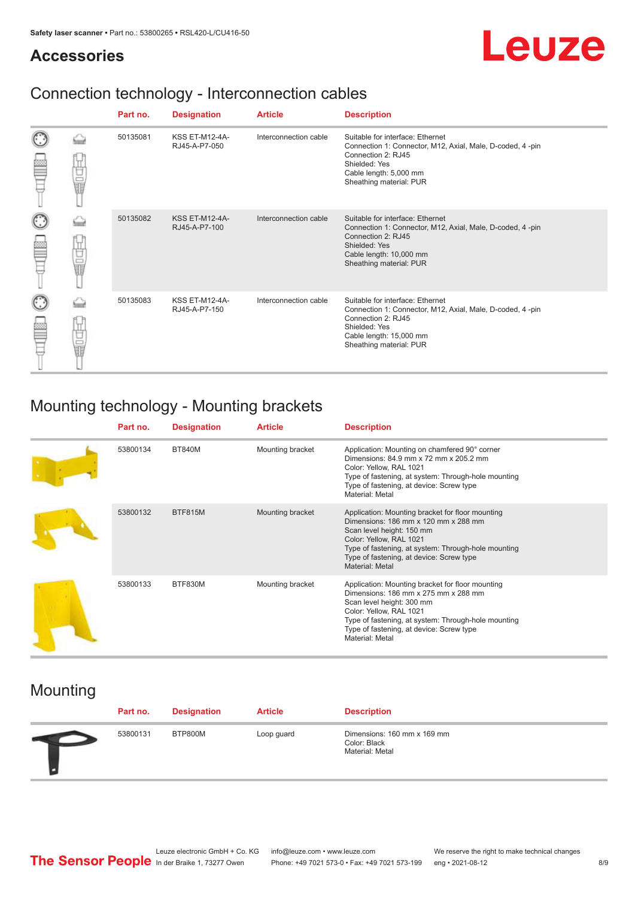## Accessories

### Connection technology - Interconnection cables

| Part no. | Designation | Article | Description |
|---|---|---|---|
| 50135081 | KSS ET-M12-4A-RJ45-A-P7-050 | Interconnection cable | Suitable for interface: Ethernet<br>Connection 1: Connector, M12, Axial, Male, D-coded, 4 -pin<br>Connection 2: RJ45<br>Shielded: Yes<br>Cable length: 5,000 mm<br>Sheathing material: PUR |
| 50135082 | KSS ET-M12-4A-RJ45-A-P7-100 | Interconnection cable | Suitable for interface: Ethernet<br>Connection 1: Connector, M12, Axial, Male, D-coded, 4 -pin<br>Connection 2: RJ45<br>Shielded: Yes<br>Cable length: 10,000 mm<br>Sheathing material: PUR |
| 50135083 | KSS ET-M12-4A-RJ45-A-P7-150 | Interconnection cable | Suitable for interface: Ethernet<br>Connection 1: Connector, M12, Axial, Male, D-coded, 4 -pin<br>Connection 2: RJ45<br>Shielded: Yes<br>Cable length: 15,000 mm<br>Sheathing material: PUR |

### Mounting technology - Mounting brackets

| Part no. | Designation | Article | Description |
|---|---|---|---|
| 53800134 | BT840M | Mounting bracket | Application: Mounting on chamfered 90° corner<br>Dimensions: 84.9 mm x 72 mm x 205.2 mm<br>Color: Yellow, RAL 1021<br>Type of fastening, at system: Through-hole mounting<br>Type of fastening, at device: Screw type<br>Material: Metal |
| 53800132 | BTF815M | Mounting bracket | Application: Mounting bracket for floor mounting<br>Dimensions: 186 mm x 120 mm x 288 mm<br>Scan level height: 150 mm<br>Color: Yellow, RAL 1021<br>Type of fastening, at system: Through-hole mounting<br>Type of fastening, at device: Screw type<br>Material: Metal |
| 53800133 | BTF830M | Mounting bracket | Application: Mounting bracket for floor mounting<br>Dimensions: 186 mm x 275 mm x 288 mm<br>Scan level height: 300 mm<br>Color: Yellow, RAL 1021<br>Type of fastening, at system: Through-hole mounting<br>Type of fastening, at device: Screw type<br>Material: Metal |

### Mounting

| Part no. | Designation | Article | Description |
|---|---|---|---|
| 53800131 | BTP800M | Loop guard | Dimensions: 160 mm x 169 mm<br>Color: Black<br>Material: Metal |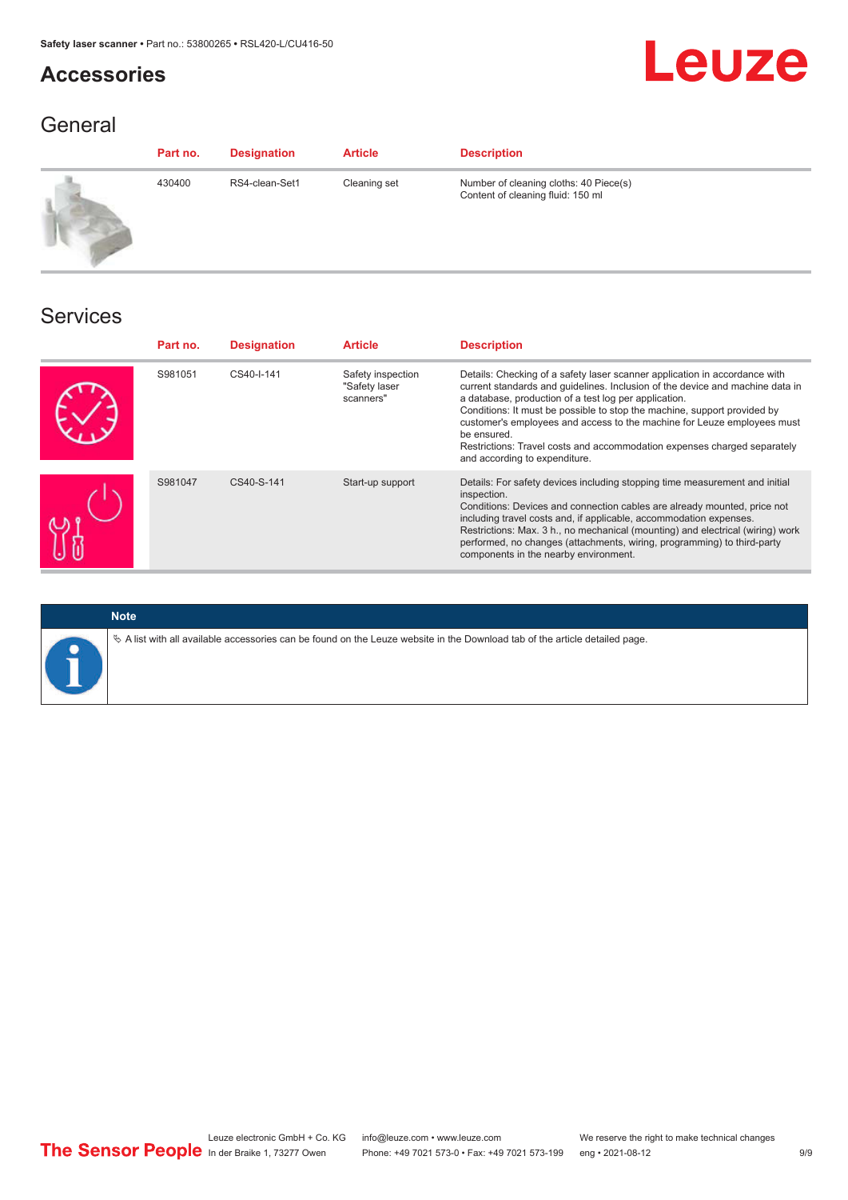# Accessories

## General

| | Part no. | Designation | Article | Description |
|---|---|---|---|---|
| | 430400 | RS4-clean-Set1 | Cleaning set | Number of cleaning cloths: 40 Piece(s)<br>Content of cleaning fluid: 150 ml |

## Services

| | Part no. | Designation | Article | Description |
|---|---|---|---|---|
| | S981051 | CS40-I-141 | Safety inspection "Safety laser scanners" | Details: Checking of a safety laser scanner application in accordance with current standards and guidelines. Inclusion of the device and machine data in a database, production of a test log per application.<br>Conditions: It must be possible to stop the machine, support provided by customer's employees and access to the machine for Leuze employees must be ensured.<br>Restrictions: Travel costs and accommodation expenses charged separately and according to expenditure. |
| | S981047 | CS40-S-141 | Start-up support | Details: For safety devices including stopping time measurement and initial inspection.<br>Conditions: Devices and connection cables are already mounted, price not including travel costs and, if applicable, accommodation expenses.<br>Restrictions: Max. 3 h., no mechanical (mounting) and electrical (wiring) work performed, no changes (attachments, wiring, programming) to third-party components in the nearby environment. |

**Note**

↳ A list with all available accessories can be found on the Leuze website in the Download tab of the article detailed page.